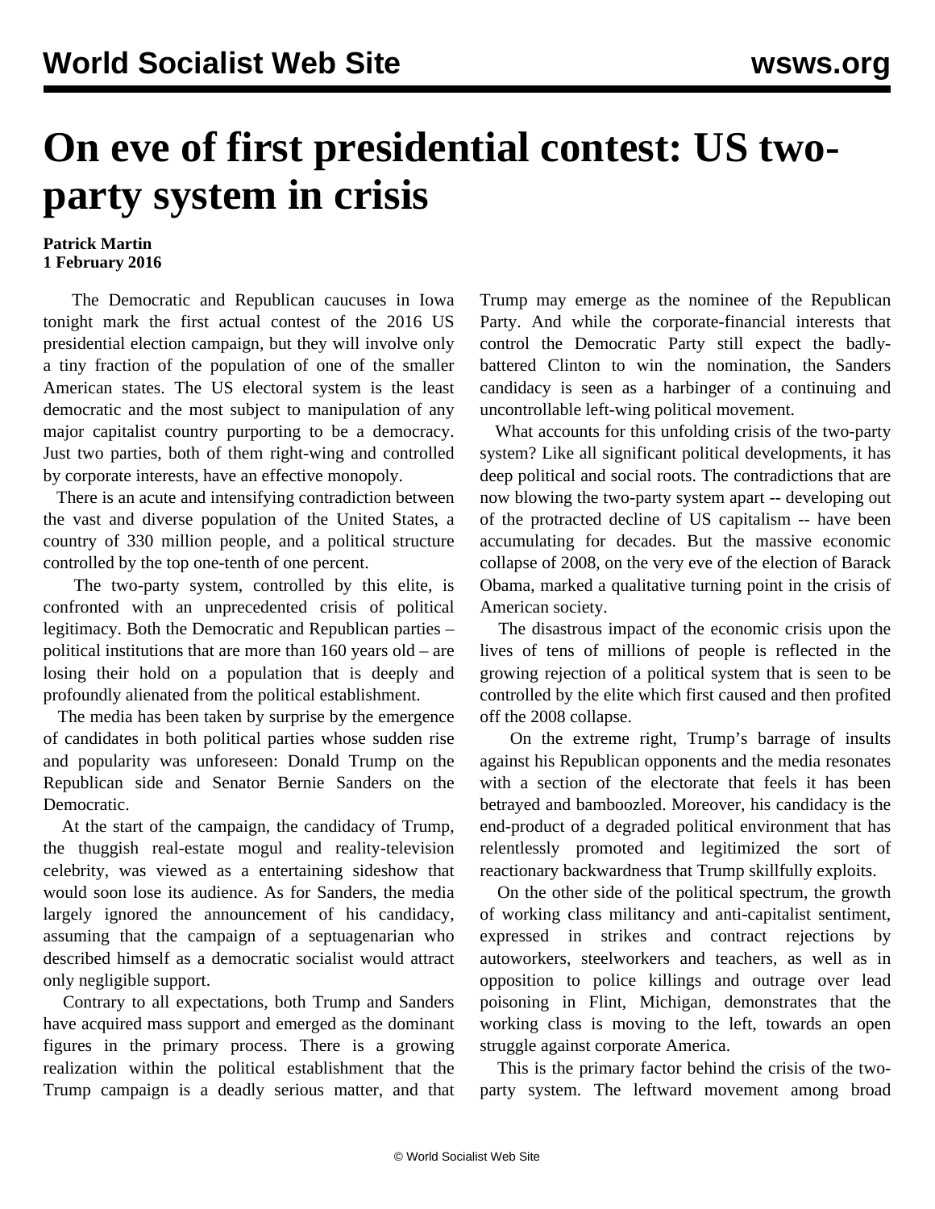# On eve of first presidential contest: US two-party system in crisis

**Patrick Martin**
**1 February 2016**

The Democratic and Republican caucuses in Iowa tonight mark the first actual contest of the 2016 US presidential election campaign, but they will involve only a tiny fraction of the population of one of the smaller American states. The US electoral system is the least democratic and the most subject to manipulation of any major capitalist country purporting to be a democracy. Just two parties, both of them right-wing and controlled by corporate interests, have an effective monopoly.

There is an acute and intensifying contradiction between the vast and diverse population of the United States, a country of 330 million people, and a political structure controlled by the top one-tenth of one percent.

The two-party system, controlled by this elite, is confronted with an unprecedented crisis of political legitimacy. Both the Democratic and Republican parties – political institutions that are more than 160 years old – are losing their hold on a population that is deeply and profoundly alienated from the political establishment.

The media has been taken by surprise by the emergence of candidates in both political parties whose sudden rise and popularity was unforeseen: Donald Trump on the Republican side and Senator Bernie Sanders on the Democratic.

At the start of the campaign, the candidacy of Trump, the thuggish real-estate mogul and reality-television celebrity, was viewed as a entertaining sideshow that would soon lose its audience. As for Sanders, the media largely ignored the announcement of his candidacy, assuming that the campaign of a septuagenarian who described himself as a democratic socialist would attract only negligible support.

Contrary to all expectations, both Trump and Sanders have acquired mass support and emerged as the dominant figures in the primary process. There is a growing realization within the political establishment that the Trump campaign is a deadly serious matter, and that Trump may emerge as the nominee of the Republican Party. And while the corporate-financial interests that control the Democratic Party still expect the badly-battered Clinton to win the nomination, the Sanders candidacy is seen as a harbinger of a continuing and uncontrollable left-wing political movement.

What accounts for this unfolding crisis of the two-party system? Like all significant political developments, it has deep political and social roots. The contradictions that are now blowing the two-party system apart -- developing out of the protracted decline of US capitalism -- have been accumulating for decades. But the massive economic collapse of 2008, on the very eve of the election of Barack Obama, marked a qualitative turning point in the crisis of American society.

The disastrous impact of the economic crisis upon the lives of tens of millions of people is reflected in the growing rejection of a political system that is seen to be controlled by the elite which first caused and then profited off the 2008 collapse.

On the extreme right, Trump's barrage of insults against his Republican opponents and the media resonates with a section of the electorate that feels it has been betrayed and bamboozled. Moreover, his candidacy is the end-product of a degraded political environment that has relentlessly promoted and legitimized the sort of reactionary backwardness that Trump skillfully exploits.

On the other side of the political spectrum, the growth of working class militancy and anti-capitalist sentiment, expressed in strikes and contract rejections by autoworkers, steelworkers and teachers, as well as in opposition to police killings and outrage over lead poisoning in Flint, Michigan, demonstrates that the working class is moving to the left, towards an open struggle against corporate America.

This is the primary factor behind the crisis of the two-party system. The leftward movement among broad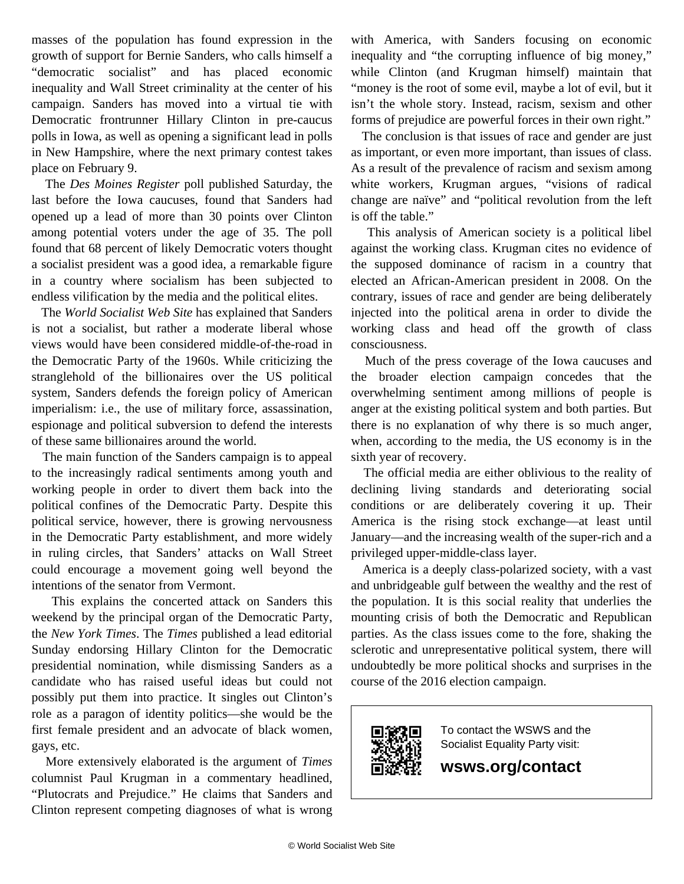masses of the population has found expression in the growth of support for Bernie Sanders, who calls himself a "democratic socialist" and has placed economic inequality and Wall Street criminality at the center of his campaign. Sanders has moved into a virtual tie with Democratic frontrunner Hillary Clinton in pre-caucus polls in Iowa, as well as opening a significant lead in polls in New Hampshire, where the next primary contest takes place on February 9.

The *Des Moines Register* poll published Saturday, the last before the Iowa caucuses, found that Sanders had opened up a lead of more than 30 points over Clinton among potential voters under the age of 35. The poll found that 68 percent of likely Democratic voters thought a socialist president was a good idea, a remarkable figure in a country where socialism has been subjected to endless vilification by the media and the political elites.

The *World Socialist Web Site* has explained that Sanders is not a socialist, but rather a moderate liberal whose views would have been considered middle-of-the-road in the Democratic Party of the 1960s. While criticizing the stranglehold of the billionaires over the US political system, Sanders defends the foreign policy of American imperialism: i.e., the use of military force, assassination, espionage and political subversion to defend the interests of these same billionaires around the world.

The main function of the Sanders campaign is to appeal to the increasingly radical sentiments among youth and working people in order to divert them back into the political confines of the Democratic Party. Despite this political service, however, there is growing nervousness in the Democratic Party establishment, and more widely in ruling circles, that Sanders' attacks on Wall Street could encourage a movement going well beyond the intentions of the senator from Vermont.

This explains the concerted attack on Sanders this weekend by the principal organ of the Democratic Party, the *New York Times*. The *Times* published a lead editorial Sunday endorsing Hillary Clinton for the Democratic presidential nomination, while dismissing Sanders as a candidate who has raised useful ideas but could not possibly put them into practice. It singles out Clinton's role as a paragon of identity politics—she would be the first female president and an advocate of black women, gays, etc.

More extensively elaborated is the argument of *Times* columnist Paul Krugman in a commentary headlined, "Plutocrats and Prejudice." He claims that Sanders and Clinton represent competing diagnoses of what is wrong with America, with Sanders focusing on economic inequality and "the corrupting influence of big money," while Clinton (and Krugman himself) maintain that "money is the root of some evil, maybe a lot of evil, but it isn't the whole story. Instead, racism, sexism and other forms of prejudice are powerful forces in their own right."

The conclusion is that issues of race and gender are just as important, or even more important, than issues of class. As a result of the prevalence of racism and sexism among white workers, Krugman argues, "visions of radical change are naïve" and "political revolution from the left is off the table."

This analysis of American society is a political libel against the working class. Krugman cites no evidence of the supposed dominance of racism in a country that elected an African-American president in 2008. On the contrary, issues of race and gender are being deliberately injected into the political arena in order to divide the working class and head off the growth of class consciousness.

Much of the press coverage of the Iowa caucuses and the broader election campaign concedes that the overwhelming sentiment among millions of people is anger at the existing political system and both parties. But there is no explanation of why there is so much anger, when, according to the media, the US economy is in the sixth year of recovery.

The official media are either oblivious to the reality of declining living standards and deteriorating social conditions or are deliberately covering it up. Their America is the rising stock exchange—at least until January—and the increasing wealth of the super-rich and a privileged upper-middle-class layer.

America is a deeply class-polarized society, with a vast and unbridgeable gulf between the wealthy and the rest of the population. It is this social reality that underlies the mounting crisis of both the Democratic and Republican parties. As the class issues come to the fore, shaking the sclerotic and unrepresentative political system, there will undoubtedly be more political shocks and surprises in the course of the 2016 election campaign.

To contact the WSWS and the Socialist Equality Party visit:

**wsws.org/contact**